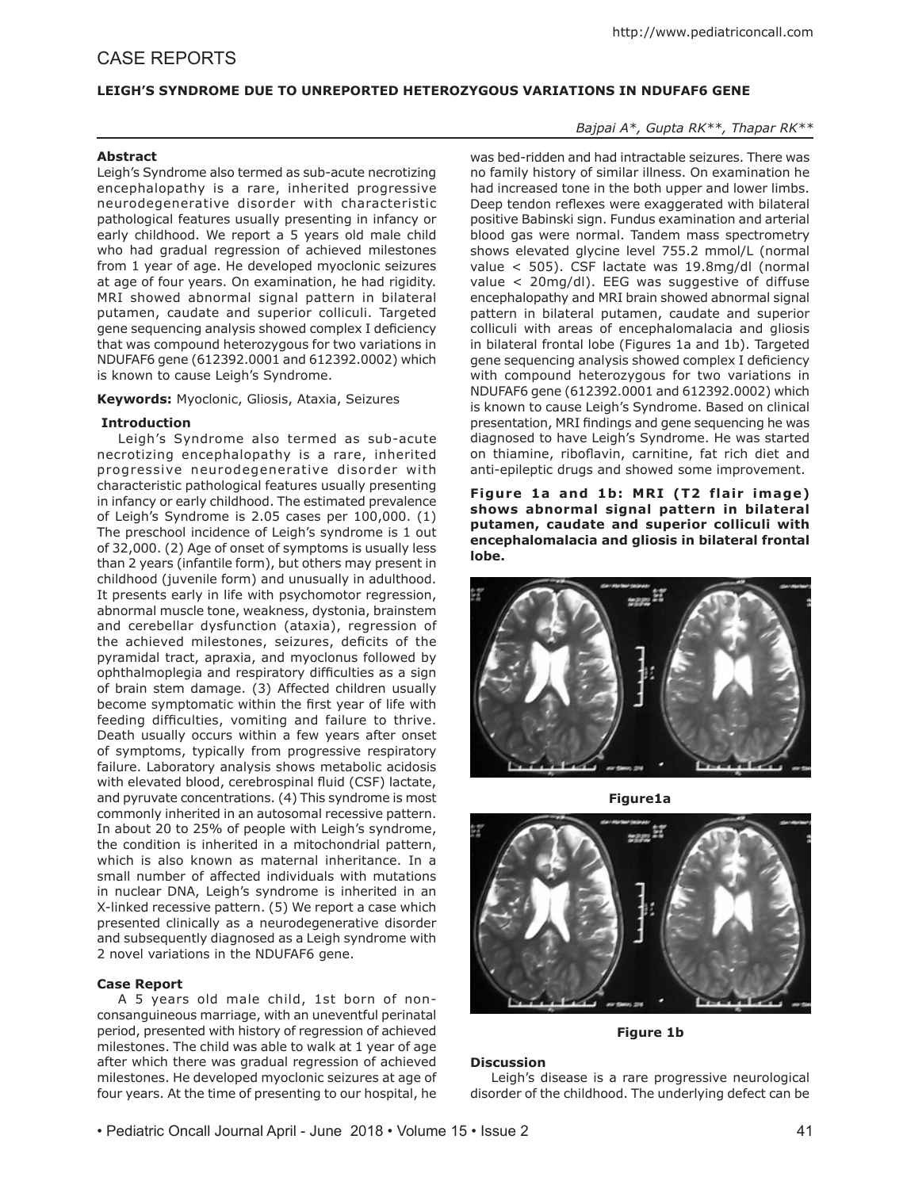# CASE REPORTS

## LEIGH'S SYNDROME DUE TO UNREPORTED HETEROZYGOUS VARIATIONS IN NDUFAF6 GENE

*Bajpai A\*, Gupta RK\*\*, Thapar RK\*\**

### Abstract

Leigh's Syndrome also termed as sub-acute necrotizing encephalopathy is a rare, inherited progressive neurodegenerative disorder with characteristic pathological features usually presenting in infancy or early childhood. We report a 5 years old male child who had gradual regression of achieved milestones from 1 year of age. He developed myoclonic seizures at age of four years. On examination, he had rigidity. MRI showed abnormal signal pattern in bilateral putamen, caudate and superior colliculi. Targeted gene sequencing analysis showed complex I deficiency that was compound heterozygous for two variations in NDUFAF6 gene (612392.0001 and 612392.0002) which is known to cause Leigh's Syndrome.

**Keywords:** Myoclonic, Gliosis, Ataxia, Seizures

### Introduction

Leigh's Syndrome also termed as sub-acute necrotizing encephalopathy is a rare, inherited progressive neurodegenerative disorder with characteristic pathological features usually presenting in infancy or early childhood. The estimated prevalence of Leigh's Syndrome is 2.05 cases per 100,000. (1) The preschool incidence of Leigh's syndrome is 1 out of 32,000. (2) Age of onset of symptoms is usually less than 2 years (infantile form), but others may present in childhood (juvenile form) and unusually in adulthood. It presents early in life with psychomotor regression, abnormal muscle tone, weakness, dystonia, brainstem and cerebellar dysfunction (ataxia), regression of the achieved milestones, seizures, deficits of the pyramidal tract, apraxia, and myoclonus followed by ophthalmoplegia and respiratory difficulties as a sign of brain stem damage. (3) Affected children usually become symptomatic within the first year of life with feeding difficulties, vomiting and failure to thrive. Death usually occurs within a few years after onset of symptoms, typically from progressive respiratory failure. Laboratory analysis shows metabolic acidosis with elevated blood, cerebrospinal fluid (CSF) lactate, and pyruvate concentrations. (4) This syndrome is most commonly inherited in an autosomal recessive pattern. In about 20 to 25% of people with Leigh's syndrome, the condition is inherited in a mitochondrial pattern, which is also known as maternal inheritance. In a small number of affected individuals with mutations in nuclear DNA, Leigh's syndrome is inherited in an X-linked recessive pattern. (5) We report a case which presented clinically as a neurodegenerative disorder and subsequently diagnosed as a Leigh syndrome with 2 novel variations in the NDUFAF6 gene.

### Case Report

A 5 years old male child, 1st born of non-consanguineous marriage, with an uneventful perinatal period, presented with history of regression of achieved milestones. The child was able to walk at 1 year of age after which there was gradual regression of achieved milestones. He developed myoclonic seizures at age of four years. At the time of presenting to our hospital, he was bed-ridden and had intractable seizures. There was no family history of similar illness. On examination he had increased tone in the both upper and lower limbs. Deep tendon reflexes were exaggerated with bilateral positive Babinski sign. Fundus examination and arterial blood gas were normal. Tandem mass spectrometry shows elevated glycine level 755.2 mmol/L (normal value < 505). CSF lactate was 19.8mg/dl (normal value < 20mg/dl). EEG was suggestive of diffuse encephalopathy and MRI brain showed abnormal signal pattern in bilateral putamen, caudate and superior colliculi with areas of encephalomalacia and gliosis in bilateral frontal lobe (Figures 1a and 1b). Targeted gene sequencing analysis showed complex I deficiency with compound heterozygous for two variations in NDUFAF6 gene (612392.0001 and 612392.0002) which is known to cause Leigh's Syndrome. Based on clinical presentation, MRI findings and gene sequencing he was diagnosed to have Leigh's Syndrome. He was started on thiamine, riboflavin, carnitine, fat rich diet and anti-epileptic drugs and showed some improvement.

**Figure 1a and 1b: MRI (T2 flair image) shows abnormal signal pattern in bilateral putamen, caudate and superior colliculi with encephalomalacia and gliosis in bilateral frontal lobe.**

**Figure1a**

**Figure 1b**

### Discussion

Leigh's disease is a rare progressive neurological disorder of the childhood. The underlying defect can be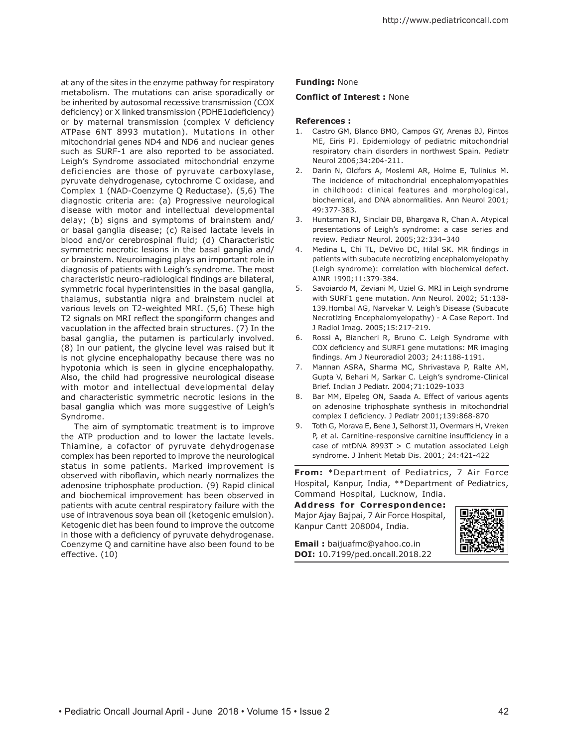at any of the sites in the enzyme pathway for respiratory metabolism. The mutations can arise sporadically or be inherited by autosomal recessive transmission (COX deficiency) or X linked transmission (PDHE1αdeficiency) or by maternal transmission (complex V deficiency ATPase 6NT 8993 mutation). Mutations in other mitochondrial genes ND4 and ND6 and nuclear genes such as SURF-1 are also reported to be associated. Leigh's Syndrome associated mitochondrial enzyme deficiencies are those of pyruvate carboxylase, pyruvate dehydrogenase, cytochrome C oxidase, and Complex 1 (NAD-Coenzyme Q Reductase). (5,6) The diagnostic criteria are: (a) Progressive neurological disease with motor and intellectual developmental delay; (b) signs and symptoms of brainstem and/or basal ganglia disease; (c) Raised lactate levels in blood and/or cerebrospinal fluid; (d) Characteristic symmetric necrotic lesions in the basal ganglia and/or brainstem. Neuroimaging plays an important role in diagnosis of patients with Leigh's syndrome. The most characteristic neuro-radiological findings are bilateral, symmetric focal hyperintensities in the basal ganglia, thalamus, substantia nigra and brainstem nuclei at various levels on T2-weighted MRI. (5,6) These high T2 signals on MRI reflect the spongiform changes and vacuolation in the affected brain structures. (7) In the basal ganglia, the putamen is particularly involved. (8) In our patient, the glycine level was raised but it is not glycine encephalopathy because there was no hypotonia which is seen in glycine encephalopathy. Also, the child had progressive neurological disease with motor and intellectual developmental delay and characteristic symmetric necrotic lesions in the basal ganglia which was more suggestive of Leigh's Syndrome.

The aim of symptomatic treatment is to improve the ATP production and to lower the lactate levels. Thiamine, a cofactor of pyruvate dehydrogenase complex has been reported to improve the neurological status in some patients. Marked improvement is observed with riboflavin, which nearly normalizes the adenosine triphosphate production. (9) Rapid clinical and biochemical improvement has been observed in patients with acute central respiratory failure with the use of intravenous soya bean oil (ketogenic emulsion). Ketogenic diet has been found to improve the outcome in those with a deficiency of pyruvate dehydrogenase. Coenzyme Q and carnitine have also been found to be effective. (10)

**Funding:** None

**Conflict of Interest :** None

**References :**

1. Castro GM, Blanco BMO, Campos GY, Arenas BJ, Pintos ME, Eiris PJ. Epidemiology of pediatric mitochondrial respiratory chain disorders in northwest Spain. Pediatr Neurol 2006;34:204-211.
2. Darin N, Oldfors A, Moslemi AR, Holme E, Tulinius M. The incidence of mitochondrial encephalomyopathies in childhood: clinical features and morphological, biochemical, and DNA abnormalities. Ann Neurol 2001; 49:377-383.
3. Huntsman RJ, Sinclair DB, Bhargava R, Chan A. Atypical presentations of Leigh's syndrome: a case series and review. Pediatr Neurol. 2005;32:334–340
4. Medina L, Chi TL, DeVivo DC, Hilal SK. MR findings in patients with subacute necrotizing encephalomyelopathy (Leigh syndrome): correlation with biochemical defect. AJNR 1990;11:379-384.
5. Savoiardo M, Zeviani M, Uziel G. MRI in Leigh syndrome with SURF1 gene mutation. Ann Neurol. 2002; 51:138-139.Hombal AG, Narvekar V. Leigh's Disease (Subacute Necrotizing Encephalomyelopathy) - A Case Report. Ind J Radiol Imag. 2005;15:217-219.
6. Rossi A, Biancheri R, Bruno C. Leigh Syndrome with COX deficiency and SURF1 gene mutations: MR imaging findings. Am J Neuroradiol 2003; 24:1188-1191.
7. Mannan ASRA, Sharma MC, Shrivastava P, Ralte AM, Gupta V, Behari M, Sarkar C. Leigh's syndrome-Clinical Brief. Indian J Pediatr. 2004;71:1029-1033
8. Bar MM, Elpeleg ON, Saada A. Effect of various agents on adenosine triphosphate synthesis in mitochondrial complex I deficiency. J Pediatr 2001;139:868-870
9. Toth G, Morava E, Bene J, Selhorst JJ, Overmars H, Vreken P, et al. Carnitine-responsive carnitine insufficiency in a case of mtDNA 8993T > C mutation associated Leigh syndrome. J Inherit Metab Dis. 2001; 24:421-422

**From:** *Department of Pediatrics, 7 Air Force Hospital, Kanpur, India, **Department of Pediatrics, Command Hospital, Lucknow, India.

**Address for Correspondence:** Major Ajay Bajpai, 7 Air Force Hospital, Kanpur Cantt 208004, India.

**Email :** baijuafmc@yahoo.co.in

**DOI:** 10.7199/ped.oncall.2018.22